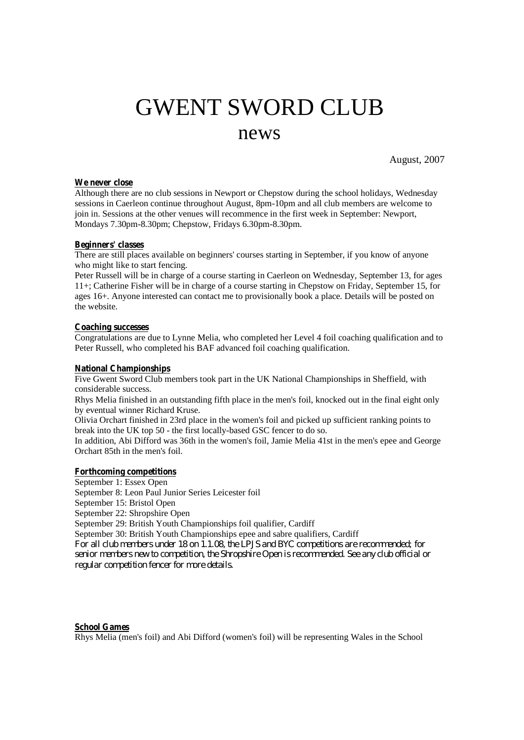# GWENT SWORD CLUB

## news

August, 2007

### We never close

Although there are no club sessions in Newport or Chepstow during the school holidays, Wednesday sessions in Caerleon continue throughout August, 8pm-10pm and all club members are welcome to join in. Sessions at the other venues will recommence in the first week in September: Newport, Mondays 7.30pm-8.30pm; Chepstow, Fridays 6.30pm-8.30pm.

### Beginners' classes

There are still places available on beginners' courses starting in September, if you know of anyone who might like to start fencing.

Peter Russell will be in charge of a course starting in Caerleon on Wednesday, September 13, for ages 11+; Catherine Fisher will be in charge of a course starting in Chepstow on Friday, September 15, for ages 16+. Anyone interested can contact me to provisionally book a place. Details will be posted on the website.

### Coaching successes

Congratulations are due to Lynne Melia, who completed her Level 4 foil coaching qualification and to Peter Russell, who completed his BAF advanced foil coaching qualification.

### National Championships

Five Gwent Sword Club members took part in the UK National Championships in Sheffield, with considerable success.

Rhys Melia finished in an outstanding fifth place in the men's foil, knocked out in the final eight only by eventual winner Richard Kruse.

Olivia Orchart finished in 23rd place in the women's foil and picked up sufficient ranking points to break into the UK top 50 - the first locally-based GSC fencer to do so.

In addition, Abi Difford was 36th in the women's foil, Jamie Melia 41st in the men's epee and George Orchart 85th in the men's foil.

### Forthcoming competitions

September 1: Essex Open
September 8: Leon Paul Junior Series Leicester foil
September 15: Bristol Open
September 22: Shropshire Open
September 29: British Youth Championships foil qualifier, Cardiff
September 30: British Youth Championships epee and sabre qualifiers, Cardiff

For all club members under 18 on 1.1.08, the LPJS and BYC competitions are recommended; for senior members new to competition, the Shropshire Open is recommended. See any club official or regular competition fencer for more details.

### School Games

Rhys Melia (men's foil) and Abi Difford (women's foil) will be representing Wales in the School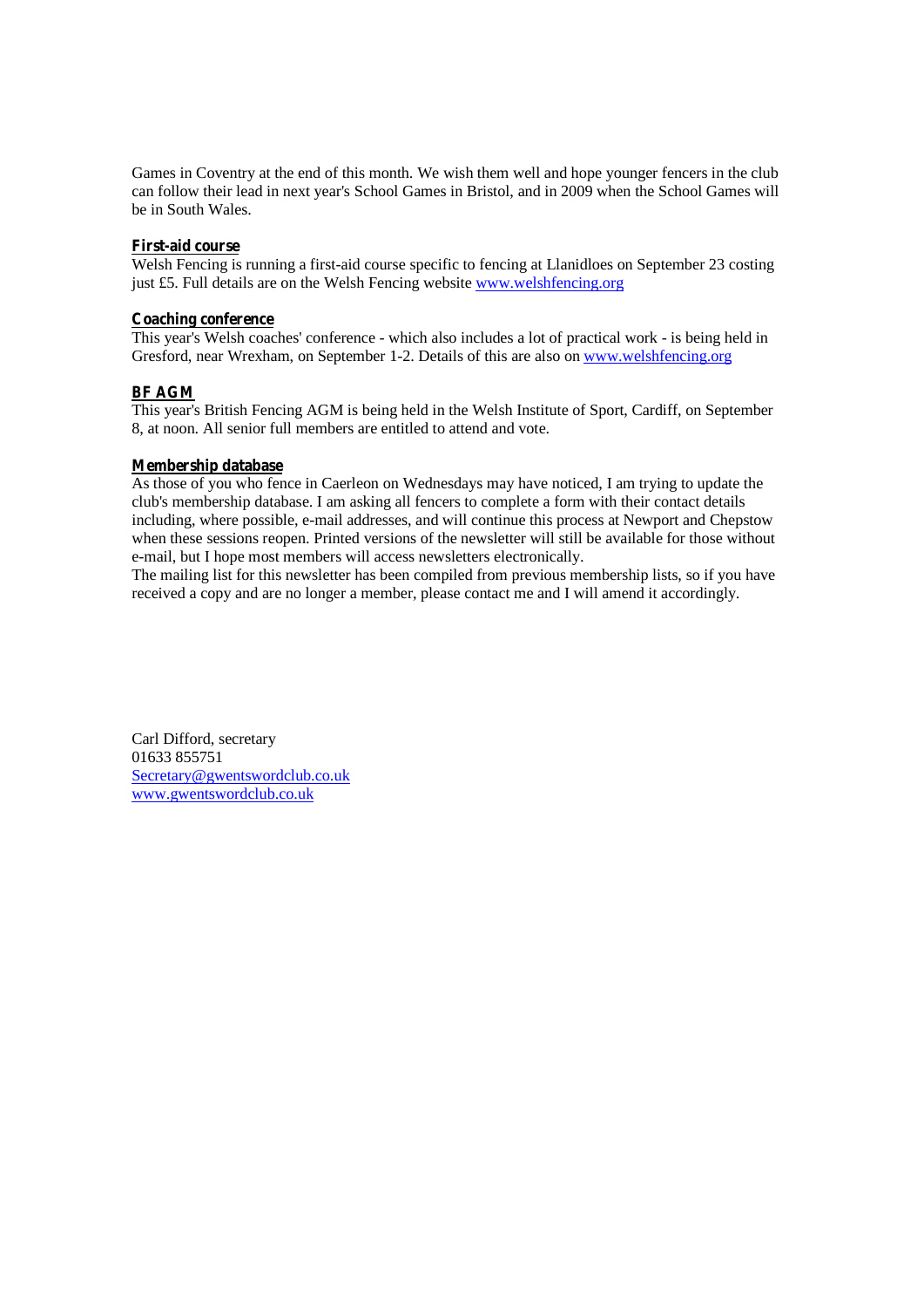Games in Coventry at the end of this month. We wish them well and hope younger fencers in the club can follow their lead in next year's School Games in Bristol, and in 2009 when the School Games will be in South Wales.

### First-aid course

Welsh Fencing is running a first-aid course specific to fencing at Llanidloes on September 23 costing just £5. Full details are on the Welsh Fencing website www.welshfencing.org

### Coaching conference

This year's Welsh coaches' conference - which also includes a lot of practical work - is being held in Gresford, near Wrexham, on September 1-2. Details of this are also on www.welshfencing.org

### BF AGM

This year's British Fencing AGM is being held in the Welsh Institute of Sport, Cardiff, on September 8, at noon. All senior full members are entitled to attend and vote.

### Membership database

As those of you who fence in Caerleon on Wednesdays may have noticed, I am trying to update the club's membership database. I am asking all fencers to complete a form with their contact details including, where possible, e-mail addresses, and will continue this process at Newport and Chepstow when these sessions reopen. Printed versions of the newsletter will still be available for those without e-mail, but I hope most members will access newsletters electronically.

The mailing list for this newsletter has been compiled from previous membership lists, so if you have received a copy and are no longer a member, please contact me and I will amend it accordingly.

Carl Difford, secretary
01633 855751
Secretary@gwentswordclub.co.uk
www.gwentswordclub.co.uk